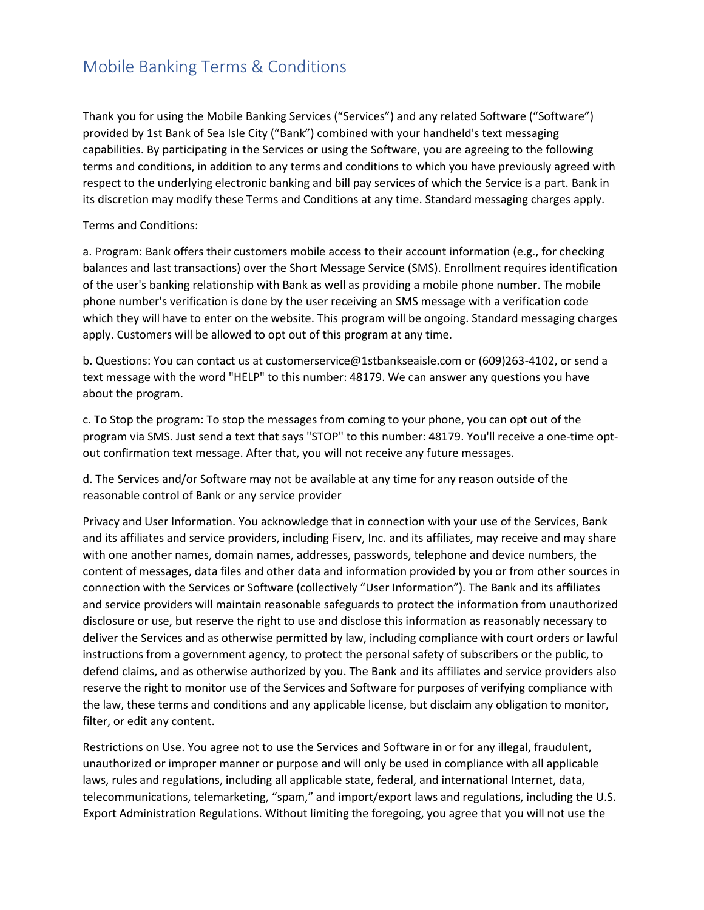# Mobile Banking Terms & Conditions

Thank you for using the Mobile Banking Services (“Services”) and any related Software (“Software”) provided by 1st Bank of Sea Isle City (“Bank”) combined with your handheld's text messaging capabilities. By participating in the Services or using the Software, you are agreeing to the following terms and conditions, in addition to any terms and conditions to which you have previously agreed with respect to the underlying electronic banking and bill pay services of which the Service is a part. Bank in its discretion may modify these Terms and Conditions at any time. Standard messaging charges apply.

Terms and Conditions:

a. Program: Bank offers their customers mobile access to their account information (e.g., for checking balances and last transactions) over the Short Message Service (SMS). Enrollment requires identification of the user's banking relationship with Bank as well as providing a mobile phone number. The mobile phone number's verification is done by the user receiving an SMS message with a verification code which they will have to enter on the website. This program will be ongoing. Standard messaging charges apply. Customers will be allowed to opt out of this program at any time.

b. Questions: You can contact us at customerservice@1stbankseaisle.com or (609)263-4102, or send a text message with the word "HELP" to this number: 48179. We can answer any questions you have about the program.

c. To Stop the program: To stop the messages from coming to your phone, you can opt out of the program via SMS. Just send a text that says "STOP" to this number: 48179. You'll receive a one-time opt-out confirmation text message. After that, you will not receive any future messages.

d. The Services and/or Software may not be available at any time for any reason outside of the reasonable control of Bank or any service provider

Privacy and User Information. You acknowledge that in connection with your use of the Services, Bank and its affiliates and service providers, including Fiserv, Inc. and its affiliates, may receive and may share with one another names, domain names, addresses, passwords, telephone and device numbers, the content of messages, data files and other data and information provided by you or from other sources in connection with the Services or Software (collectively “User Information”). The Bank and its affiliates and service providers will maintain reasonable safeguards to protect the information from unauthorized disclosure or use, but reserve the right to use and disclose this information as reasonably necessary to deliver the Services and as otherwise permitted by law, including compliance with court orders or lawful instructions from a government agency, to protect the personal safety of subscribers or the public, to defend claims, and as otherwise authorized by you. The Bank and its affiliates and service providers also reserve the right to monitor use of the Services and Software for purposes of verifying compliance with the law, these terms and conditions and any applicable license, but disclaim any obligation to monitor, filter, or edit any content.

Restrictions on Use. You agree not to use the Services and Software in or for any illegal, fraudulent, unauthorized or improper manner or purpose and will only be used in compliance with all applicable laws, rules and regulations, including all applicable state, federal, and international Internet, data, telecommunications, telemarketing, “spam,” and import/export laws and regulations, including the U.S. Export Administration Regulations. Without limiting the foregoing, you agree that you will not use the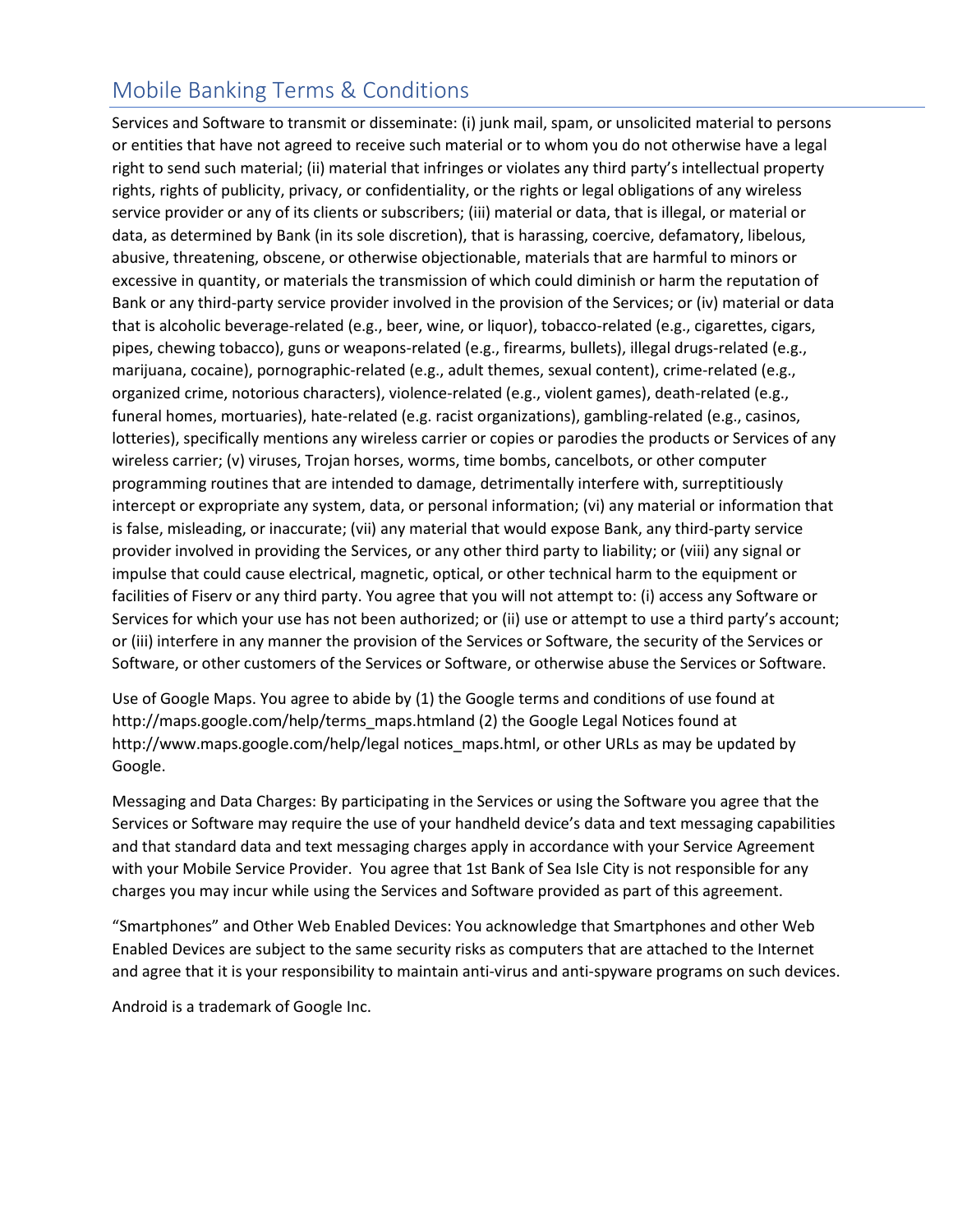Services and Software to transmit or disseminate: (i) junk mail, spam, or unsolicited material to persons or entities that have not agreed to receive such material or to whom you do not otherwise have a legal right to send such material; (ii) material that infringes or violates any third party's intellectual property rights, rights of publicity, privacy, or confidentiality, or the rights or legal obligations of any wireless service provider or any of its clients or subscribers; (iii) material or data, that is illegal, or material or data, as determined by Bank (in its sole discretion), that is harassing, coercive, defamatory, libelous, abusive, threatening, obscene, or otherwise objectionable, materials that are harmful to minors or excessive in quantity, or materials the transmission of which could diminish or harm the reputation of Bank or any third-party service provider involved in the provision of the Services; or (iv) material or data that is alcoholic beverage-related (e.g., beer, wine, or liquor), tobacco-related (e.g., cigarettes, cigars, pipes, chewing tobacco), guns or weapons-related (e.g., firearms, bullets), illegal drugs-related (e.g., marijuana, cocaine), pornographic-related (e.g., adult themes, sexual content), crime-related (e.g., organized crime, notorious characters), violence-related (e.g., violent games), death-related (e.g., funeral homes, mortuaries), hate-related (e.g. racist organizations), gambling-related (e.g., casinos, lotteries), specifically mentions any wireless carrier or copies or parodies the products or Services of any wireless carrier; (v) viruses, Trojan horses, worms, time bombs, cancelbots, or other computer programming routines that are intended to damage, detrimentally interfere with, surreptitiously intercept or expropriate any system, data, or personal information; (vi) any material or information that is false, misleading, or inaccurate; (vii) any material that would expose Bank, any third-party service provider involved in providing the Services, or any other third party to liability; or (viii) any signal or impulse that could cause electrical, magnetic, optical, or other technical harm to the equipment or facilities of Fiserv or any third party. You agree that you will not attempt to: (i) access any Software or Services for which your use has not been authorized; or (ii) use or attempt to use a third party's account; or (iii) interfere in any manner the provision of the Services or Software, the security of the Services or Software, or other customers of the Services or Software, or otherwise abuse the Services or Software.

Use of Google Maps. You agree to abide by (1) the Google terms and conditions of use found at http://maps.google.com/help/terms_maps.htmland (2) the Google Legal Notices found at http://www.maps.google.com/help/legal notices_maps.html, or other URLs as may be updated by Google.

Messaging and Data Charges: By participating in the Services or using the Software you agree that the Services or Software may require the use of your handheld device's data and text messaging capabilities and that standard data and text messaging charges apply in accordance with your Service Agreement with your Mobile Service Provider. You agree that 1st Bank of Sea Isle City is not responsible for any charges you may incur while using the Services and Software provided as part of this agreement.

"Smartphones" and Other Web Enabled Devices: You acknowledge that Smartphones and other Web Enabled Devices are subject to the same security risks as computers that are attached to the Internet and agree that it is your responsibility to maintain anti-virus and anti-spyware programs on such devices.

Android is a trademark of Google Inc.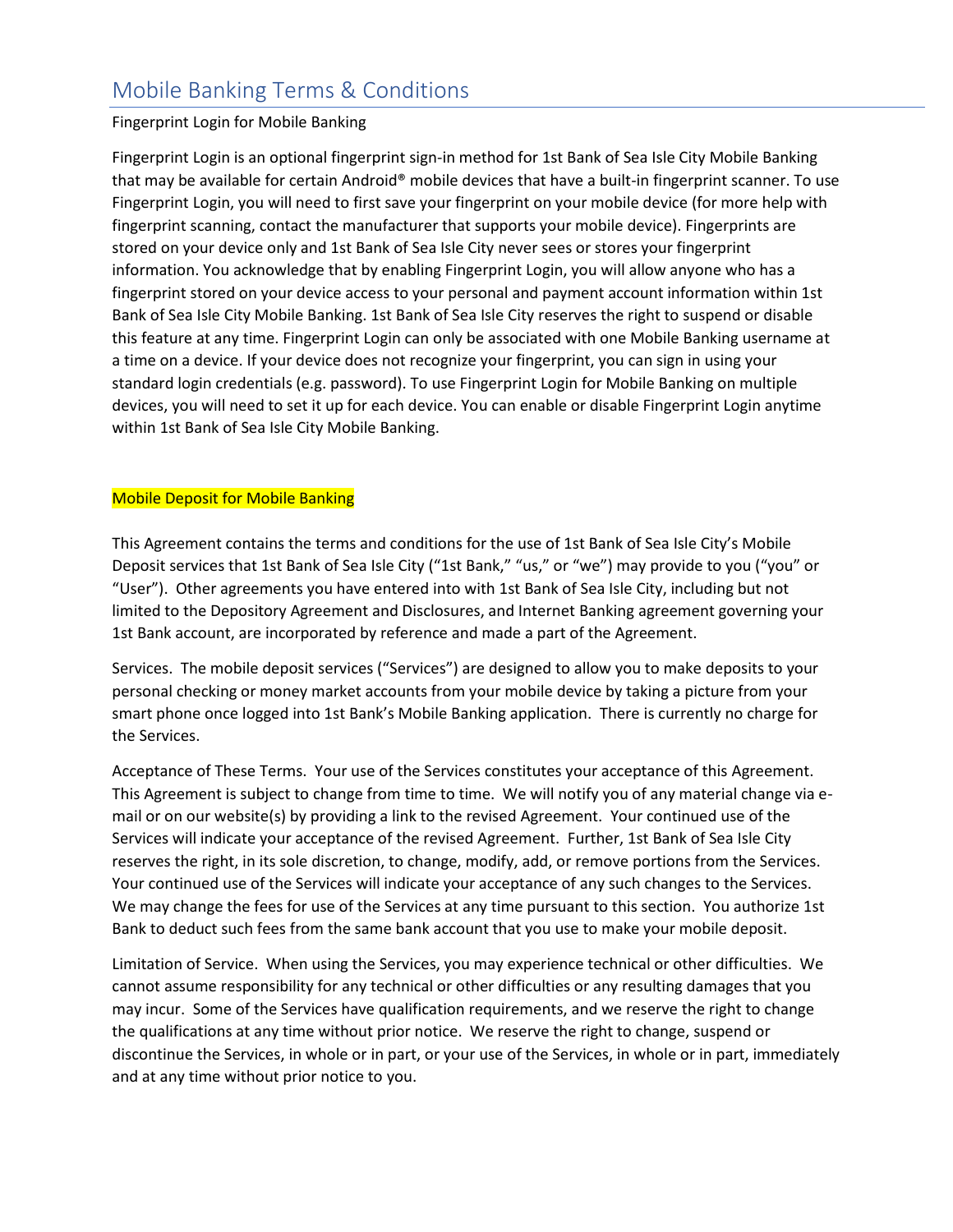# Mobile Banking Terms & Conditions

Fingerprint Login for Mobile Banking

Fingerprint Login is an optional fingerprint sign-in method for 1st Bank of Sea Isle City Mobile Banking that may be available for certain Android® mobile devices that have a built-in fingerprint scanner. To use Fingerprint Login, you will need to first save your fingerprint on your mobile device (for more help with fingerprint scanning, contact the manufacturer that supports your mobile device). Fingerprints are stored on your device only and 1st Bank of Sea Isle City never sees or stores your fingerprint information. You acknowledge that by enabling Fingerprint Login, you will allow anyone who has a fingerprint stored on your device access to your personal and payment account information within 1st Bank of Sea Isle City Mobile Banking. 1st Bank of Sea Isle City reserves the right to suspend or disable this feature at any time. Fingerprint Login can only be associated with one Mobile Banking username at a time on a device. If your device does not recognize your fingerprint, you can sign in using your standard login credentials (e.g. password). To use Fingerprint Login for Mobile Banking on multiple devices, you will need to set it up for each device. You can enable or disable Fingerprint Login anytime within 1st Bank of Sea Isle City Mobile Banking.

Mobile Deposit for Mobile Banking

This Agreement contains the terms and conditions for the use of 1st Bank of Sea Isle City's Mobile Deposit services that 1st Bank of Sea Isle City ("1st Bank," "us," or "we") may provide to you ("you" or "User"). Other agreements you have entered into with 1st Bank of Sea Isle City, including but not limited to the Depository Agreement and Disclosures, and Internet Banking agreement governing your 1st Bank account, are incorporated by reference and made a part of the Agreement.

Services. The mobile deposit services ("Services") are designed to allow you to make deposits to your personal checking or money market accounts from your mobile device by taking a picture from your smart phone once logged into 1st Bank's Mobile Banking application. There is currently no charge for the Services.

Acceptance of These Terms. Your use of the Services constitutes your acceptance of this Agreement. This Agreement is subject to change from time to time. We will notify you of any material change via e-mail or on our website(s) by providing a link to the revised Agreement. Your continued use of the Services will indicate your acceptance of the revised Agreement. Further, 1st Bank of Sea Isle City reserves the right, in its sole discretion, to change, modify, add, or remove portions from the Services. Your continued use of the Services will indicate your acceptance of any such changes to the Services. We may change the fees for use of the Services at any time pursuant to this section. You authorize 1st Bank to deduct such fees from the same bank account that you use to make your mobile deposit.

Limitation of Service. When using the Services, you may experience technical or other difficulties. We cannot assume responsibility for any technical or other difficulties or any resulting damages that you may incur. Some of the Services have qualification requirements, and we reserve the right to change the qualifications at any time without prior notice. We reserve the right to change, suspend or discontinue the Services, in whole or in part, or your use of the Services, in whole or in part, immediately and at any time without prior notice to you.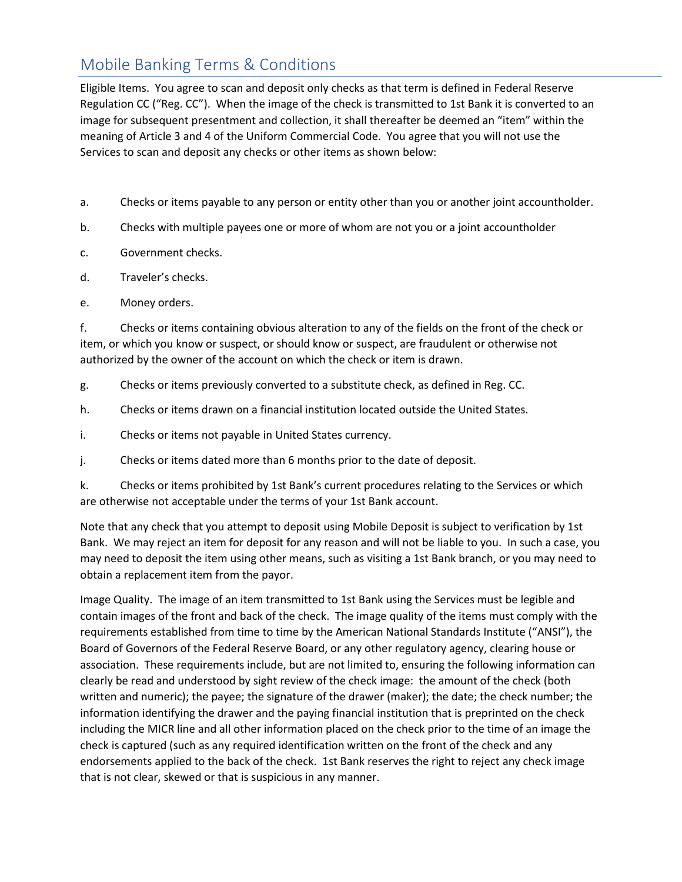## Mobile Banking Terms & Conditions

Eligible Items. You agree to scan and deposit only checks as that term is defined in Federal Reserve Regulation CC ("Reg. CC"). When the image of the check is transmitted to 1st Bank it is converted to an image for subsequent presentment and collection, it shall thereafter be deemed an "item" within the meaning of Article 3 and 4 of the Uniform Commercial Code. You agree that you will not use the Services to scan and deposit any checks or other items as shown below:

a. Checks or items payable to any person or entity other than you or another joint accountholder.

b. Checks with multiple payees one or more of whom are not you or a joint accountholder

c. Government checks.

d. Traveler's checks.

e. Money orders.

f. Checks or items containing obvious alteration to any of the fields on the front of the check or item, or which you know or suspect, or should know or suspect, are fraudulent or otherwise not authorized by the owner of the account on which the check or item is drawn.

g. Checks or items previously converted to a substitute check, as defined in Reg. CC.

h. Checks or items drawn on a financial institution located outside the United States.

i. Checks or items not payable in United States currency.

j. Checks or items dated more than 6 months prior to the date of deposit.

k. Checks or items prohibited by 1st Bank's current procedures relating to the Services or which are otherwise not acceptable under the terms of your 1st Bank account.

Note that any check that you attempt to deposit using Mobile Deposit is subject to verification by 1st Bank. We may reject an item for deposit for any reason and will not be liable to you. In such a case, you may need to deposit the item using other means, such as visiting a 1st Bank branch, or you may need to obtain a replacement item from the payor.

Image Quality. The image of an item transmitted to 1st Bank using the Services must be legible and contain images of the front and back of the check. The image quality of the items must comply with the requirements established from time to time by the American National Standards Institute ("ANSI"), the Board of Governors of the Federal Reserve Board, or any other regulatory agency, clearing house or association. These requirements include, but are not limited to, ensuring the following information can clearly be read and understood by sight review of the check image: the amount of the check (both written and numeric); the payee; the signature of the drawer (maker); the date; the check number; the information identifying the drawer and the paying financial institution that is preprinted on the check including the MICR line and all other information placed on the check prior to the time of an image the check is captured (such as any required identification written on the front of the check and any endorsements applied to the back of the check. 1st Bank reserves the right to reject any check image that is not clear, skewed or that is suspicious in any manner.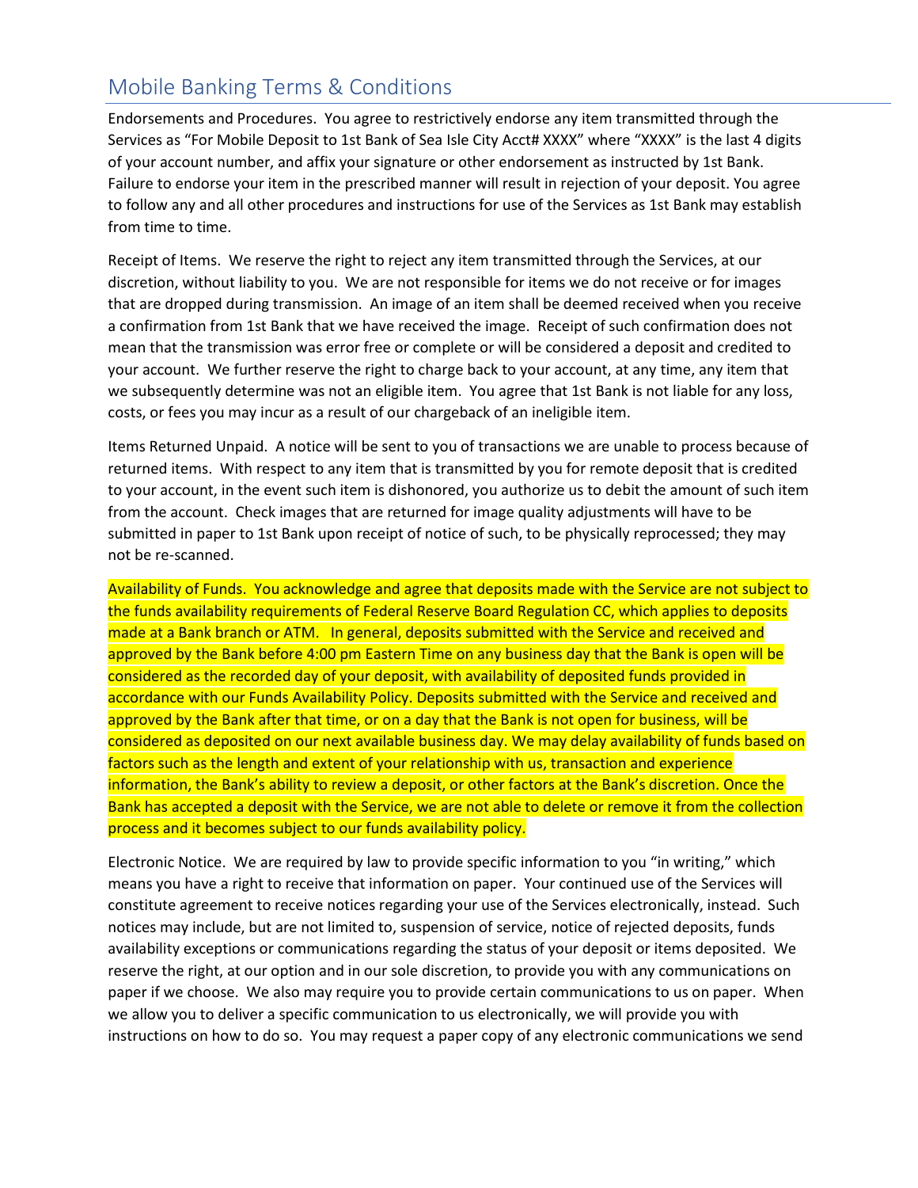## Mobile Banking Terms & Conditions

Endorsements and Procedures. You agree to restrictively endorse any item transmitted through the Services as "For Mobile Deposit to 1st Bank of Sea Isle City Acct# XXXX" where "XXXX" is the last 4 digits of your account number, and affix your signature or other endorsement as instructed by 1st Bank. Failure to endorse your item in the prescribed manner will result in rejection of your deposit. You agree to follow any and all other procedures and instructions for use of the Services as 1st Bank may establish from time to time.

Receipt of Items. We reserve the right to reject any item transmitted through the Services, at our discretion, without liability to you. We are not responsible for items we do not receive or for images that are dropped during transmission. An image of an item shall be deemed received when you receive a confirmation from 1st Bank that we have received the image. Receipt of such confirmation does not mean that the transmission was error free or complete or will be considered a deposit and credited to your account. We further reserve the right to charge back to your account, at any time, any item that we subsequently determine was not an eligible item. You agree that 1st Bank is not liable for any loss, costs, or fees you may incur as a result of our chargeback of an ineligible item.

Items Returned Unpaid. A notice will be sent to you of transactions we are unable to process because of returned items. With respect to any item that is transmitted by you for remote deposit that is credited to your account, in the event such item is dishonored, you authorize us to debit the amount of such item from the account. Check images that are returned for image quality adjustments will have to be submitted in paper to 1st Bank upon receipt of notice of such, to be physically reprocessed; they may not be re-scanned.

Availability of Funds. You acknowledge and agree that deposits made with the Service are not subject to the funds availability requirements of Federal Reserve Board Regulation CC, which applies to deposits made at a Bank branch or ATM. In general, deposits submitted with the Service and received and approved by the Bank before 4:00 pm Eastern Time on any business day that the Bank is open will be considered as the recorded day of your deposit, with availability of deposited funds provided in accordance with our Funds Availability Policy. Deposits submitted with the Service and received and approved by the Bank after that time, or on a day that the Bank is not open for business, will be considered as deposited on our next available business day. We may delay availability of funds based on factors such as the length and extent of your relationship with us, transaction and experience information, the Bank's ability to review a deposit, or other factors at the Bank's discretion. Once the Bank has accepted a deposit with the Service, we are not able to delete or remove it from the collection process and it becomes subject to our funds availability policy.

Electronic Notice. We are required by law to provide specific information to you "in writing," which means you have a right to receive that information on paper. Your continued use of the Services will constitute agreement to receive notices regarding your use of the Services electronically, instead. Such notices may include, but are not limited to, suspension of service, notice of rejected deposits, funds availability exceptions or communications regarding the status of your deposit or items deposited. We reserve the right, at our option and in our sole discretion, to provide you with any communications on paper if we choose. We also may require you to provide certain communications to us on paper. When we allow you to deliver a specific communication to us electronically, we will provide you with instructions on how to do so. You may request a paper copy of any electronic communications we send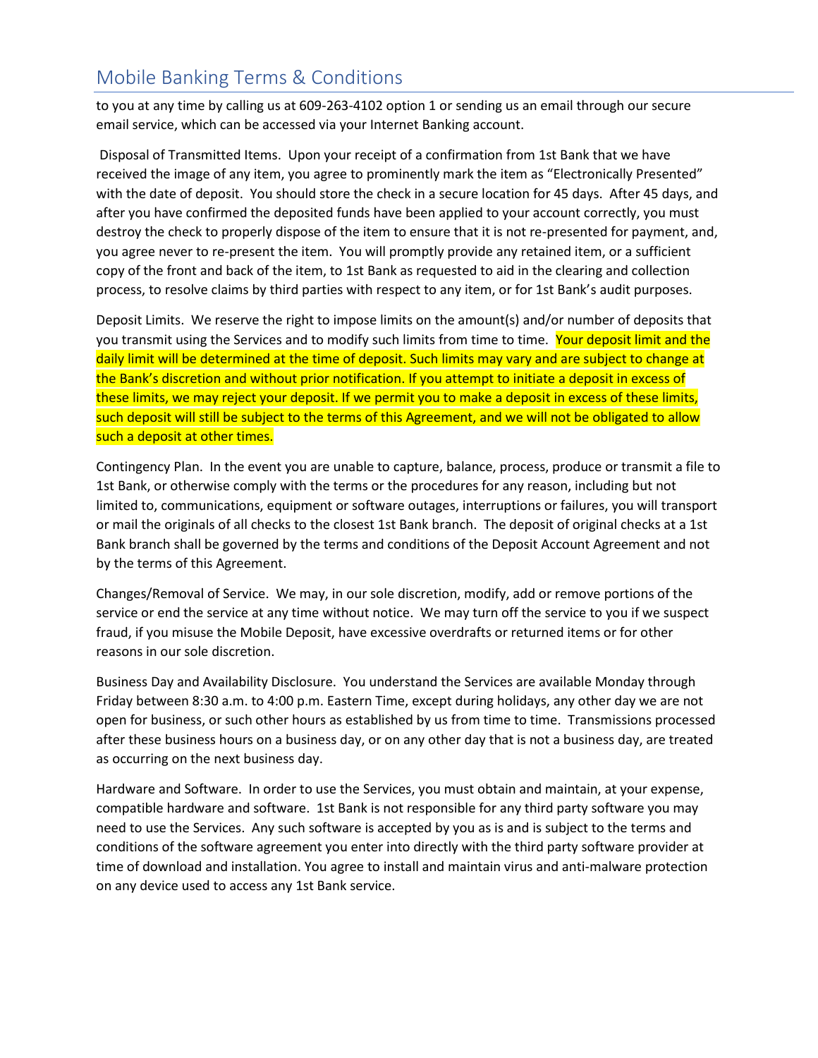to you at any time by calling us at 609-263-4102 option 1 or sending us an email through our secure email service, which can be accessed via your Internet Banking account.

Disposal of Transmitted Items. Upon your receipt of a confirmation from 1st Bank that we have received the image of any item, you agree to prominently mark the item as "Electronically Presented" with the date of deposit. You should store the check in a secure location for 45 days. After 45 days, and after you have confirmed the deposited funds have been applied to your account correctly, you must destroy the check to properly dispose of the item to ensure that it is not re-presented for payment, and, you agree never to re-present the item. You will promptly provide any retained item, or a sufficient copy of the front and back of the item, to 1st Bank as requested to aid in the clearing and collection process, to resolve claims by third parties with respect to any item, or for 1st Bank's audit purposes.

Deposit Limits. We reserve the right to impose limits on the amount(s) and/or number of deposits that you transmit using the Services and to modify such limits from time to time. Your deposit limit and the daily limit will be determined at the time of deposit. Such limits may vary and are subject to change at the Bank's discretion and without prior notification. If you attempt to initiate a deposit in excess of these limits, we may reject your deposit. If we permit you to make a deposit in excess of these limits, such deposit will still be subject to the terms of this Agreement, and we will not be obligated to allow such a deposit at other times.

Contingency Plan. In the event you are unable to capture, balance, process, produce or transmit a file to 1st Bank, or otherwise comply with the terms or the procedures for any reason, including but not limited to, communications, equipment or software outages, interruptions or failures, you will transport or mail the originals of all checks to the closest 1st Bank branch. The deposit of original checks at a 1st Bank branch shall be governed by the terms and conditions of the Deposit Account Agreement and not by the terms of this Agreement.

Changes/Removal of Service. We may, in our sole discretion, modify, add or remove portions of the service or end the service at any time without notice. We may turn off the service to you if we suspect fraud, if you misuse the Mobile Deposit, have excessive overdrafts or returned items or for other reasons in our sole discretion.

Business Day and Availability Disclosure. You understand the Services are available Monday through Friday between 8:30 a.m. to 4:00 p.m. Eastern Time, except during holidays, any other day we are not open for business, or such other hours as established by us from time to time. Transmissions processed after these business hours on a business day, or on any other day that is not a business day, are treated as occurring on the next business day.

Hardware and Software. In order to use the Services, you must obtain and maintain, at your expense, compatible hardware and software. 1st Bank is not responsible for any third party software you may need to use the Services. Any such software is accepted by you as is and is subject to the terms and conditions of the software agreement you enter into directly with the third party software provider at time of download and installation. You agree to install and maintain virus and anti-malware protection on any device used to access any 1st Bank service.